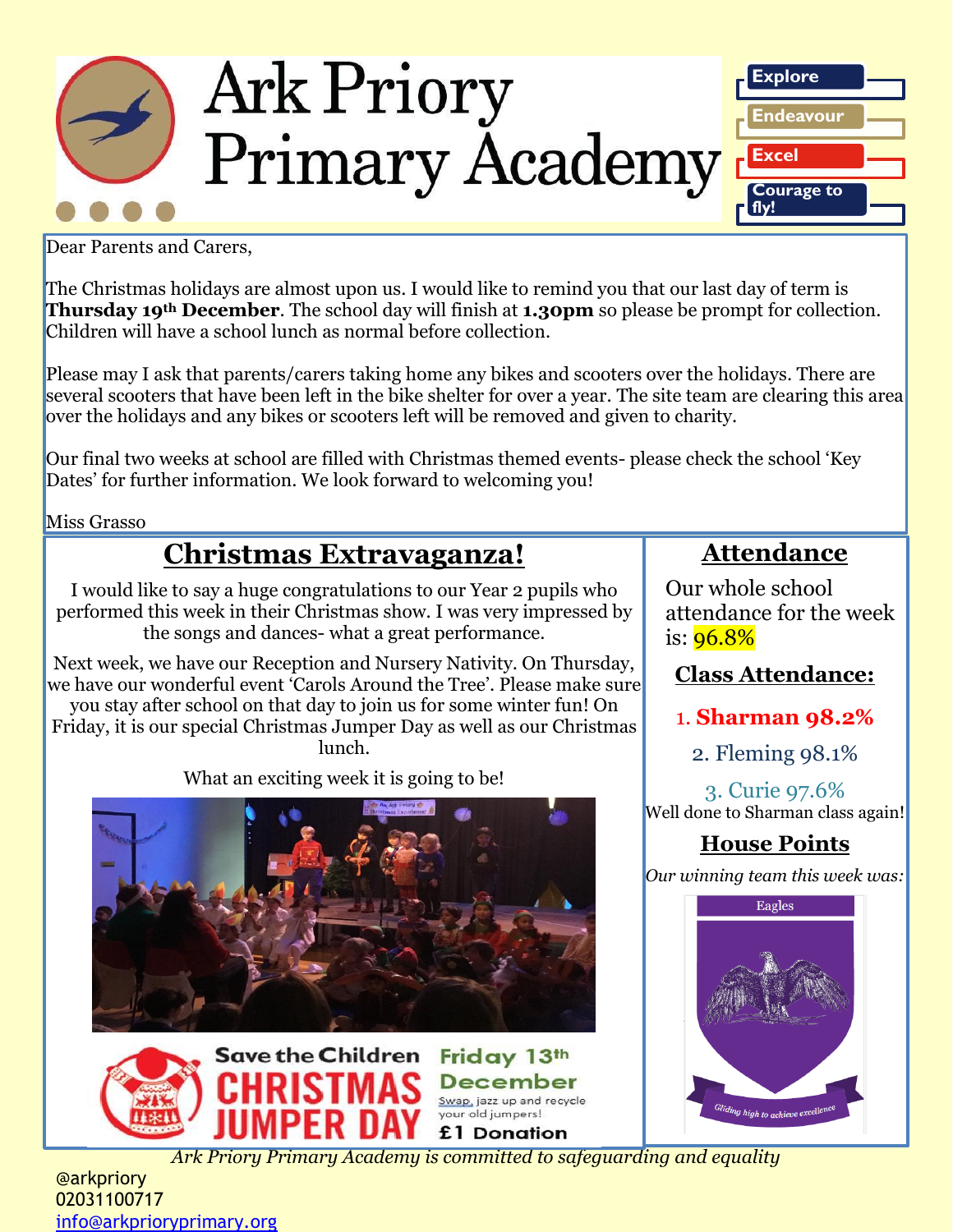# Ark Priory Primary Academy

Explore
Endeavour
Excel
Courage to fly!

Dear Parents and Carers,

The Christmas holidays are almost upon us. I would like to remind you that our last day of term is **Thursday 19th December**. The school day will finish at **1.30pm** so please be prompt for collection. Children will have a school lunch as normal before collection.

Please may I ask that parents/carers taking home any bikes and scooters over the holidays. There are several scooters that have been left in the bike shelter for over a year. The site team are clearing this area over the holidays and any bikes or scooters left will be removed and given to charity.

Our final two weeks at school are filled with Christmas themed events- please check the school 'Key Dates' for further information. We look forward to welcoming you!

Miss Grasso

## Christmas Extravaganza!

I would like to say a huge congratulations to our Year 2 pupils who performed this week in their Christmas show. I was very impressed by the songs and dances- what a great performance.

Next week, we have our Reception and Nursery Nativity. On Thursday, we have our wonderful event 'Carols Around the Tree'. Please make sure you stay after school on that day to join us for some winter fun! On Friday, it is our special Christmas Jumper Day as well as our Christmas lunch.

What an exciting week it is going to be!

Save the Children **CHRISTMAS JUMPER DAY** Friday 13th December
Swap, jazz up and recycle your old jumpers!
**£1 Donation**

## Attendance

Our whole school attendance for the week is: 96.8%

### Class Attendance:

1. **Sharman 98.2%**
2. Fleming 98.1%
3. Curie 97.6%

Well done to Sharman class again!

## House Points

*Our winning team this week was:*

Eagles
*Gliding high to achieve excellence*

*Ark Priory Primary Academy is committed to safeguarding and equality*

@arkpriory
02031100717
info@arkprioryprimary.org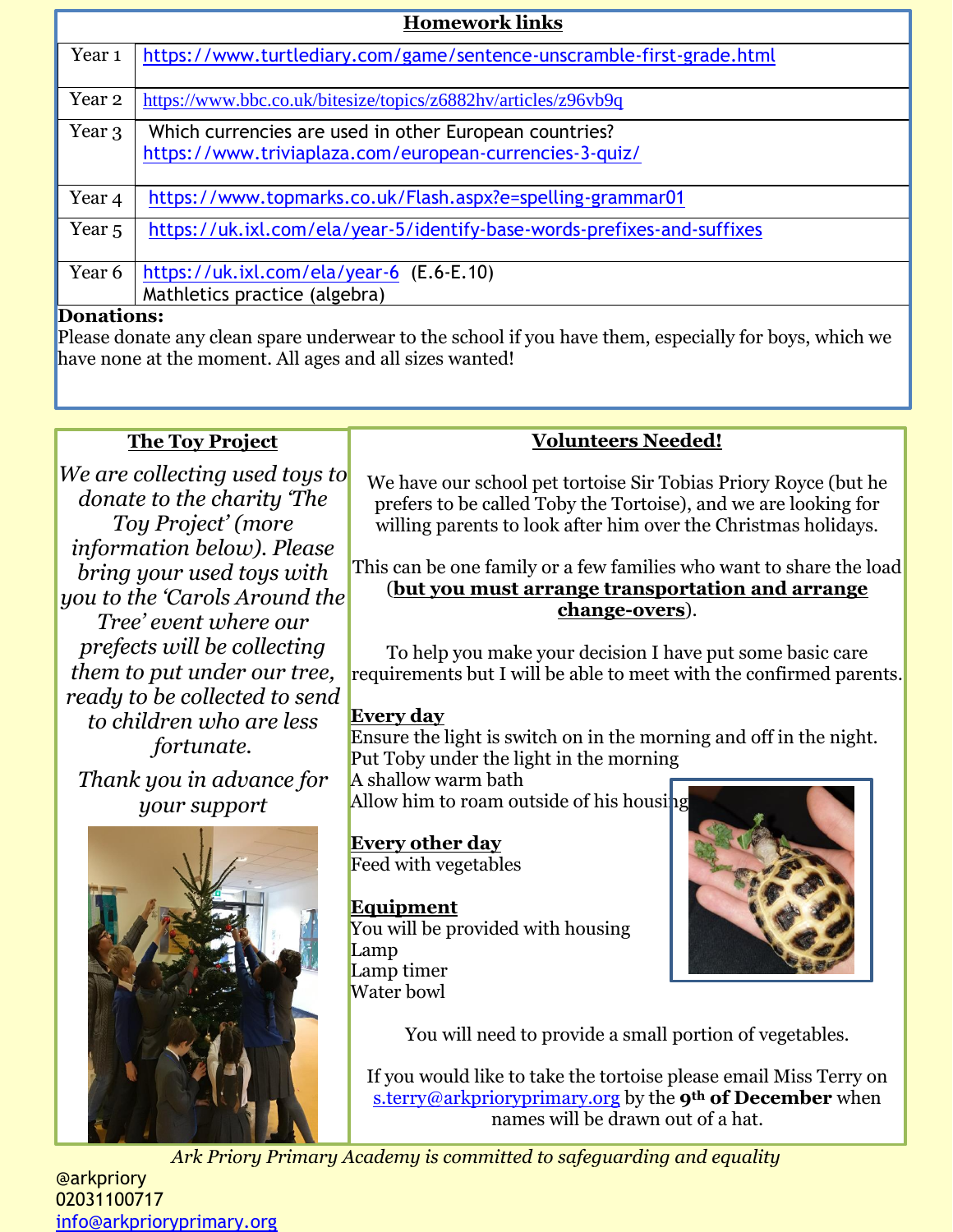## Homework links

| Year | Link |
|---|---|
| Year 1 | https://www.turtlediary.com/game/sentence-unscramble-first-grade.html |
| Year 2 | https://www.bbc.co.uk/bitesize/topics/z6882hv/articles/z96vb9q |
| Year 3 | Which currencies are used in other European countries? https://www.triviaplaza.com/european-currencies-3-quiz/ |
| Year 4 | https://www.topmarks.co.uk/Flash.aspx?e=spelling-grammar01 |
| Year 5 | https://uk.ixl.com/ela/year-5/identify-base-words-prefixes-and-suffixes |
| Year 6 | https://uk.ixl.com/ela/year-6 (E.6-E.10) Mathletics practice (algebra) |

**Donations:**
Please donate any clean spare underwear to the school if you have them, especially for boys, which we have none at the moment. All ages and all sizes wanted!

## The Toy Project

*We are collecting used toys to donate to the charity 'The Toy Project' (more information below). Please bring your used toys with you to the 'Carols Around the Tree' event where our prefects will be collecting them to put under our tree, ready to be collected to send to children who are less fortunate.*

*Thank you in advance for your support*

## Volunteers Needed!

We have our school pet tortoise Sir Tobias Priory Royce (but he prefers to be called Toby the Tortoise), and we are looking for willing parents to look after him over the Christmas holidays.

This can be one family or a few families who want to share the load (**but you must arrange transportation and arrange change-overs**).

To help you make your decision I have put some basic care requirements but I will be able to meet with the confirmed parents.

**Every day**
Ensure the light is switch on in the morning and off in the night.
Put Toby under the light in the morning
A shallow warm bath
Allow him to roam outside of his housing

**Every other day**
Feed with vegetables

**Equipment**
You will be provided with housing
Lamp
Lamp timer
Water bowl

You will need to provide a small portion of vegetables.

If you would like to take the tortoise please email Miss Terry on s.terry@arkprioryprimary.org by the **9th of December** when names will be drawn out of a hat.

*Ark Priory Primary Academy is committed to safeguarding and equality*

@arkpriory
02031100717
info@arkprioryprimary.org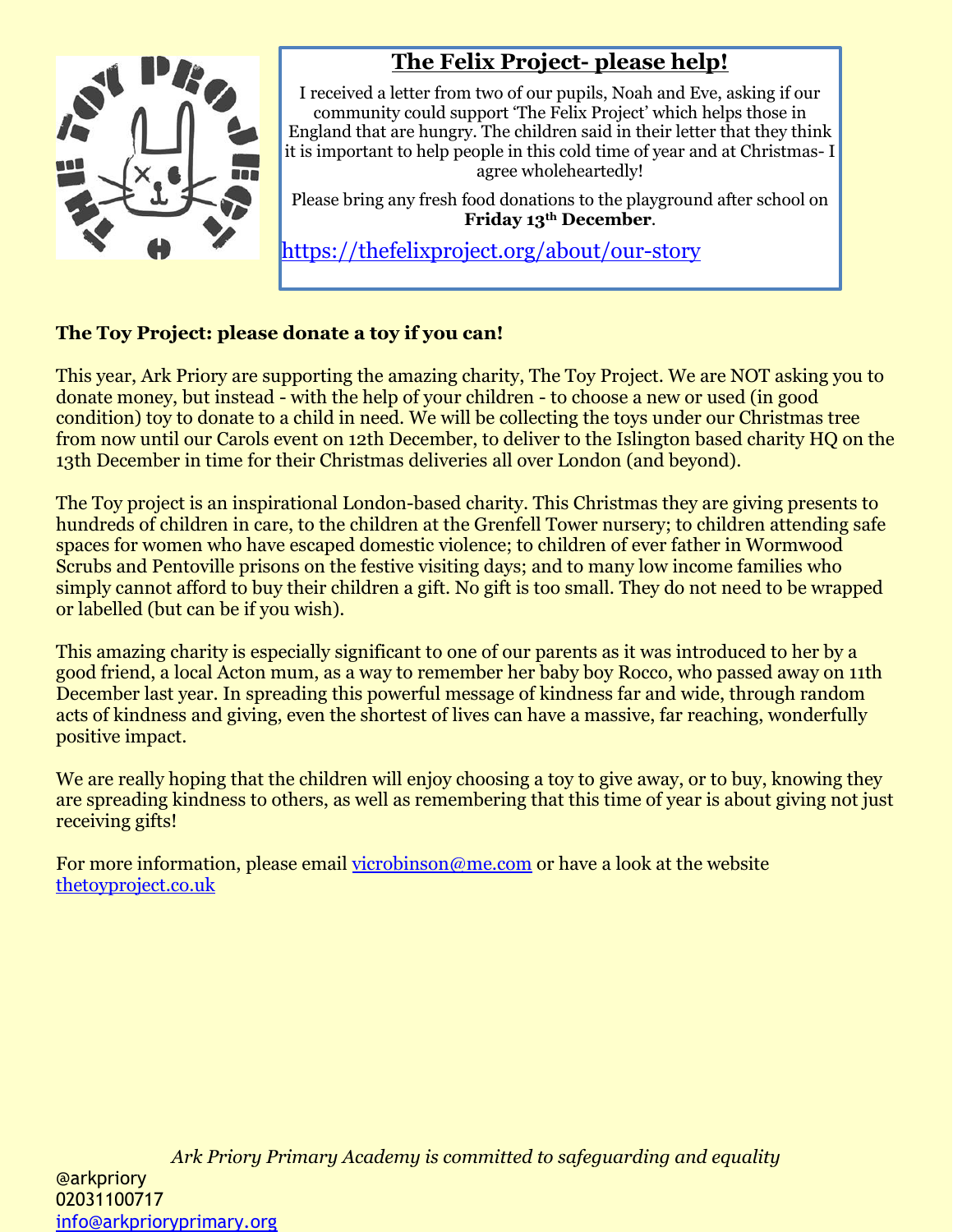## The Felix Project- please help!

I received a letter from two of our pupils, Noah and Eve, asking if our community could support 'The Felix Project' which helps those in England that are hungry. The children said in their letter that they think it is important to help people in this cold time of year and at Christmas- I agree wholeheartedly!

Please bring any fresh food donations to the playground after school on **Friday 13th December**.

https://thefelixproject.org/about/our-story

**The Toy Project: please donate a toy if you can!**

This year, Ark Priory are supporting the amazing charity, The Toy Project. We are NOT asking you to donate money, but instead - with the help of your children - to choose a new or used (in good condition) toy to donate to a child in need. We will be collecting the toys under our Christmas tree from now until our Carols event on 12th December, to deliver to the Islington based charity HQ on the 13th December in time for their Christmas deliveries all over London (and beyond).

The Toy project is an inspirational London-based charity. This Christmas they are giving presents to hundreds of children in care, to the children at the Grenfell Tower nursery; to children attending safe spaces for women who have escaped domestic violence; to children of ever father in Wormwood Scrubs and Pentoville prisons on the festive visiting days; and to many low income families who simply cannot afford to buy their children a gift. No gift is too small. They do not need to be wrapped or labelled (but can be if you wish).

This amazing charity is especially significant to one of our parents as it was introduced to her by a good friend, a local Acton mum, as a way to remember her baby boy Rocco, who passed away on 11th December last year. In spreading this powerful message of kindness far and wide, through random acts of kindness and giving, even the shortest of lives can have a massive, far reaching, wonderfully positive impact.

We are really hoping that the children will enjoy choosing a toy to give away, or to buy, knowing they are spreading kindness to others, as well as remembering that this time of year is about giving not just receiving gifts!

For more information, please email vicrobinson@me.com or have a look at the website thetoyproject.co.uk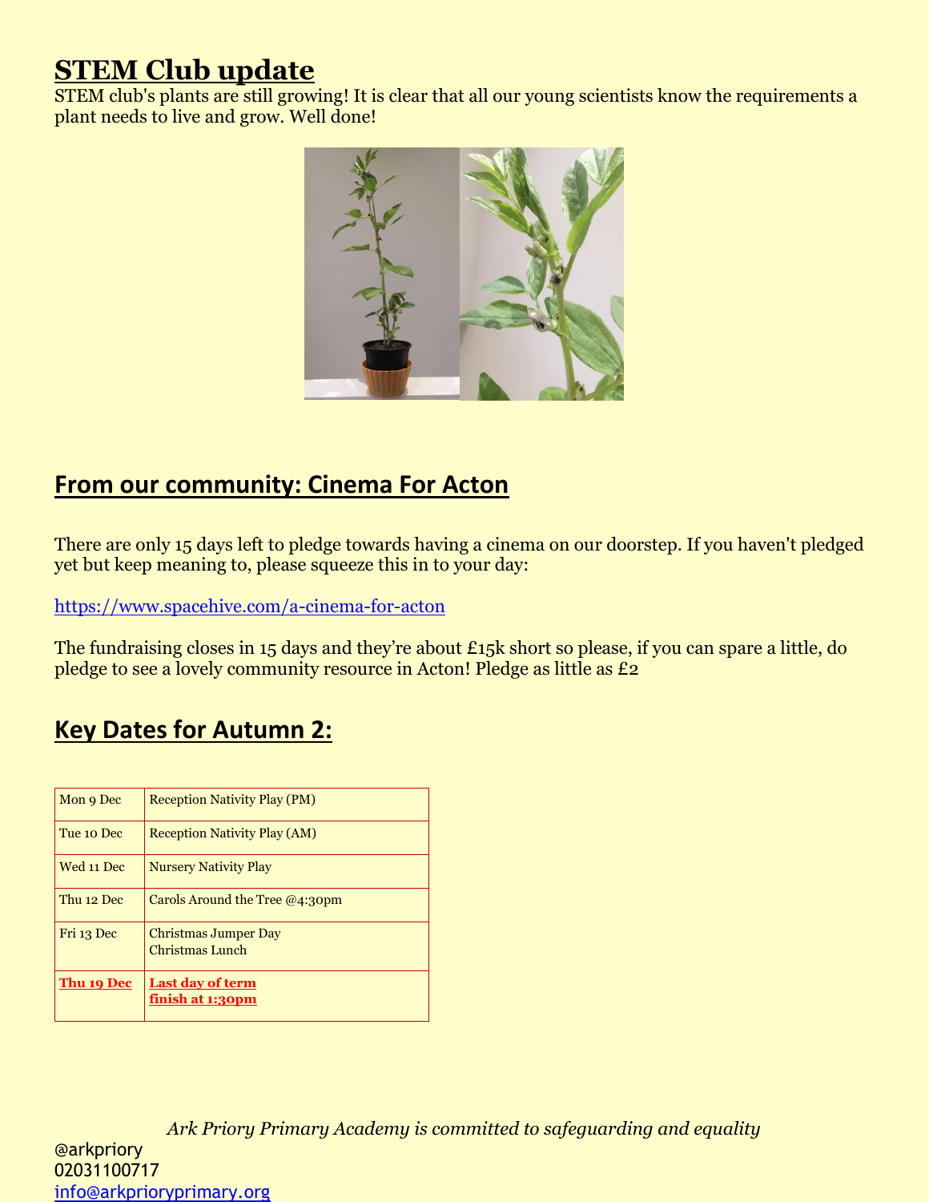## STEM Club update

STEM club's plants are still growing! It is clear that all our young scientists know the requirements a plant needs to live and grow. Well done!

## From our community: Cinema For Acton

There are only 15 days left to pledge towards having a cinema on our doorstep. If you haven't pledged yet but keep meaning to, please squeeze this in to your day:

https://www.spacehive.com/a-cinema-for-acton

The fundraising closes in 15 days and they're about £15k short so please, if you can spare a little, do pledge to see a lovely community resource in Acton! Pledge as little as £2

## Key Dates for Autumn 2:

| | |
|---|---|
| Mon 9 Dec | Reception Nativity Play (PM) |
| Tue 10 Dec | Reception Nativity Play (AM) |
| Wed 11 Dec | Nursery Nativity Play |
| Thu 12 Dec | Carols Around the Tree @4:30pm |
| Fri 13 Dec | Christmas Jumper Day<br>Christmas Lunch |
| **Thu 19 Dec** | **Last day of term<br>finish at 1:30pm** |

*Ark Priory Primary Academy is committed to safeguarding and equality*

@arkpriory
02031100717
info@arkprioryprimary.org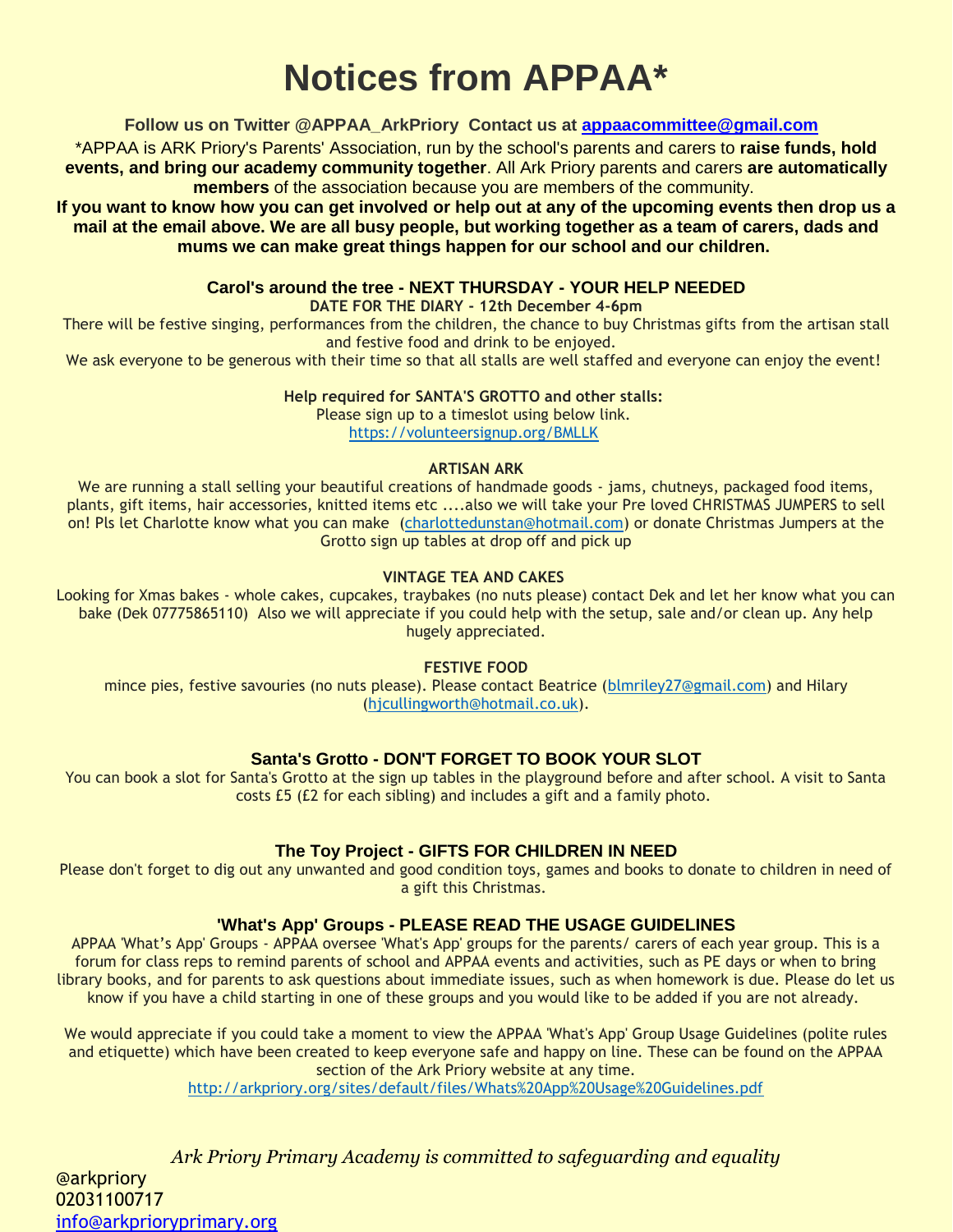# Notices from APPAA*

**Follow us on Twitter @APPAA_ArkPriory Contact us at [appaacommittee@gmail.com](mailto:appaacommittee@gmail.com)**

*APPAA is ARK Priory's Parents' Association, run by the school's parents and carers to **raise funds, hold events, and bring our academy community together**. All Ark Priory parents and carers **are automatically members** of the association because you are members of the community.

**If you want to know how you can get involved or help out at any of the upcoming events then drop us a mail at the email above. We are all busy people, but working together as a team of carers, dads and mums we can make great things happen for our school and our children.**

## Carol's around the tree - NEXT THURSDAY - YOUR HELP NEEDED

**DATE FOR THE DIARY - 12th December 4-6pm**

There will be festive singing, performances from the children, the chance to buy Christmas gifts from the artisan stall and festive food and drink to be enjoyed.

We ask everyone to be generous with their time so that all stalls are well staffed and everyone can enjoy the event!

**Help required for SANTA'S GROTTO and other stalls:**

Please sign up to a timeslot using below link.

[https://volunteersignup.org/BMLLK](https://volunteersignup.org/BMLLK)

**ARTISAN ARK**

We are running a stall selling your beautiful creations of handmade goods - jams, chutneys, packaged food items, plants, gift items, hair accessories, knitted items etc ....also we will take your Pre loved CHRISTMAS JUMPERS to sell on! Pls let Charlotte know what you can make ([charlottedunstan@hotmail.com](mailto:charlottedunstan@hotmail.com)) or donate Christmas Jumpers at the Grotto sign up tables at drop off and pick up

**VINTAGE TEA AND CAKES**

Looking for Xmas bakes - whole cakes, cupcakes, traybakes (no nuts please) contact Dek and let her know what you can bake (Dek 07775865110) Also we will appreciate if you could help with the setup, sale and/or clean up. Any help hugely appreciated.

**FESTIVE FOOD**

mince pies, festive savouries (no nuts please). Please contact Beatrice ([blmriley27@gmail.com](mailto:blmriley27@gmail.com)) and Hilary ([hjcullingworth@hotmail.co.uk](mailto:hjcullingworth@hotmail.co.uk)).

## Santa's Grotto - DON'T FORGET TO BOOK YOUR SLOT

You can book a slot for Santa's Grotto at the sign up tables in the playground before and after school. A visit to Santa costs £5 (£2 for each sibling) and includes a gift and a family photo.

## The Toy Project - GIFTS FOR CHILDREN IN NEED

Please don't forget to dig out any unwanted and good condition toys, games and books to donate to children in need of a gift this Christmas.

## 'What's App' Groups - PLEASE READ THE USAGE GUIDELINES

APPAA 'What's App' Groups - APPAA oversee 'What's App' groups for the parents/ carers of each year group. This is a forum for class reps to remind parents of school and APPAA events and activities, such as PE days or when to bring library books, and for parents to ask questions about immediate issues, such as when homework is due. Please do let us know if you have a child starting in one of these groups and you would like to be added if you are not already.

We would appreciate if you could take a moment to view the APPAA 'What's App' Group Usage Guidelines (polite rules and etiquette) which have been created to keep everyone safe and happy on line. These can be found on the APPAA section of the Ark Priory website at any time.

[http://arkpriory.org/sites/default/files/Whats%20App%20Usage%20Guidelines.pdf](http://arkpriory.org/sites/default/files/Whats%20App%20Usage%20Guidelines.pdf)

*Ark Priory Primary Academy is committed to safeguarding and equality*

@arkpriory
02031100717
[info@arkprioryprimary.org](mailto:info@arkprioryprimary.org)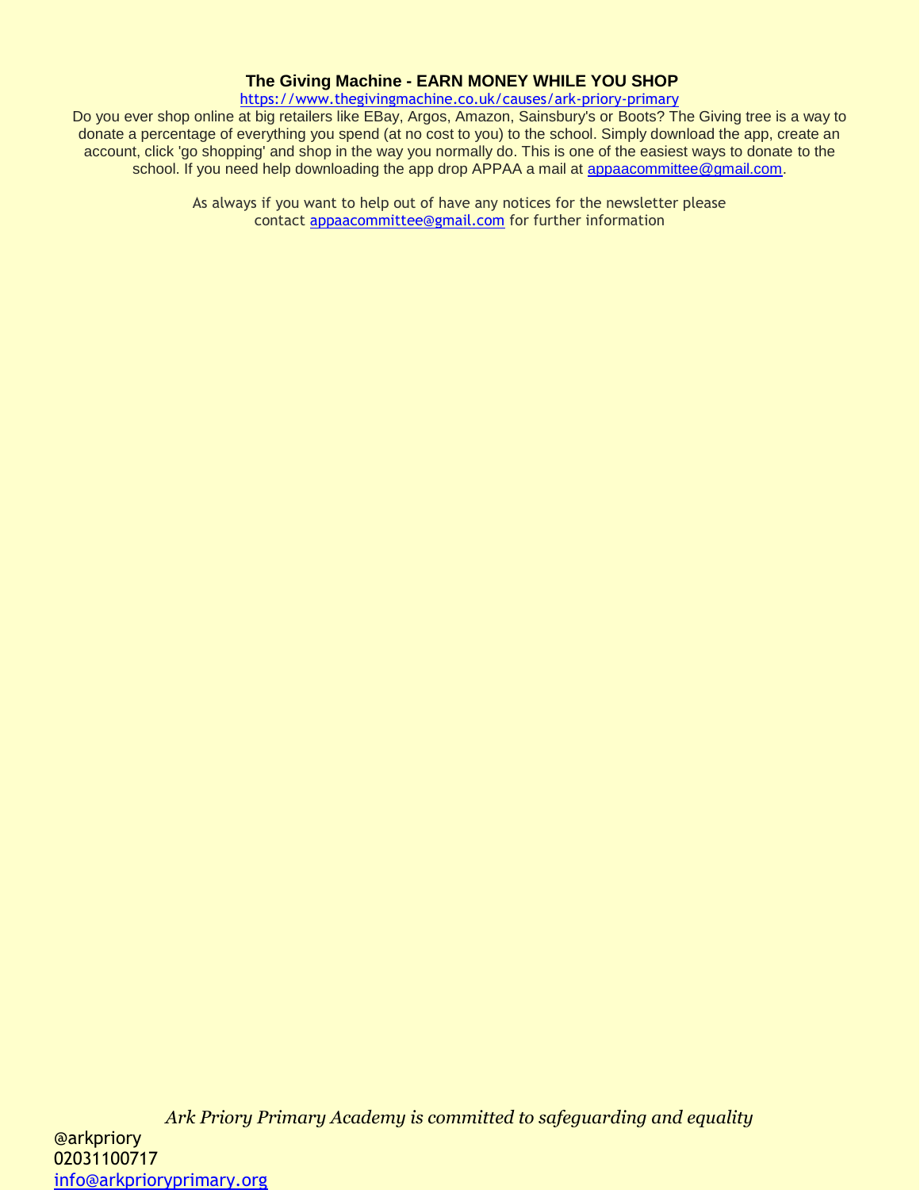### The Giving Machine - EARN MONEY WHILE YOU SHOP

https://www.thegivingmachine.co.uk/causes/ark-priory-primary

Do you ever shop online at big retailers like EBay, Argos, Amazon, Sainsbury's or Boots? The Giving tree is a way to donate a percentage of everything you spend (at no cost to you) to the school. Simply download the app, create an account, click 'go shopping' and shop in the way you normally do. This is one of the easiest ways to donate to the school. If you need help downloading the app drop APPAA a mail at appaacommittee@gmail.com.

As always if you want to help out of have any notices for the newsletter please contact appaacommittee@gmail.com for further information

*Ark Priory Primary Academy is committed to safeguarding and equality*

@arkpriory
02031100717
info@arkprioryprimary.org